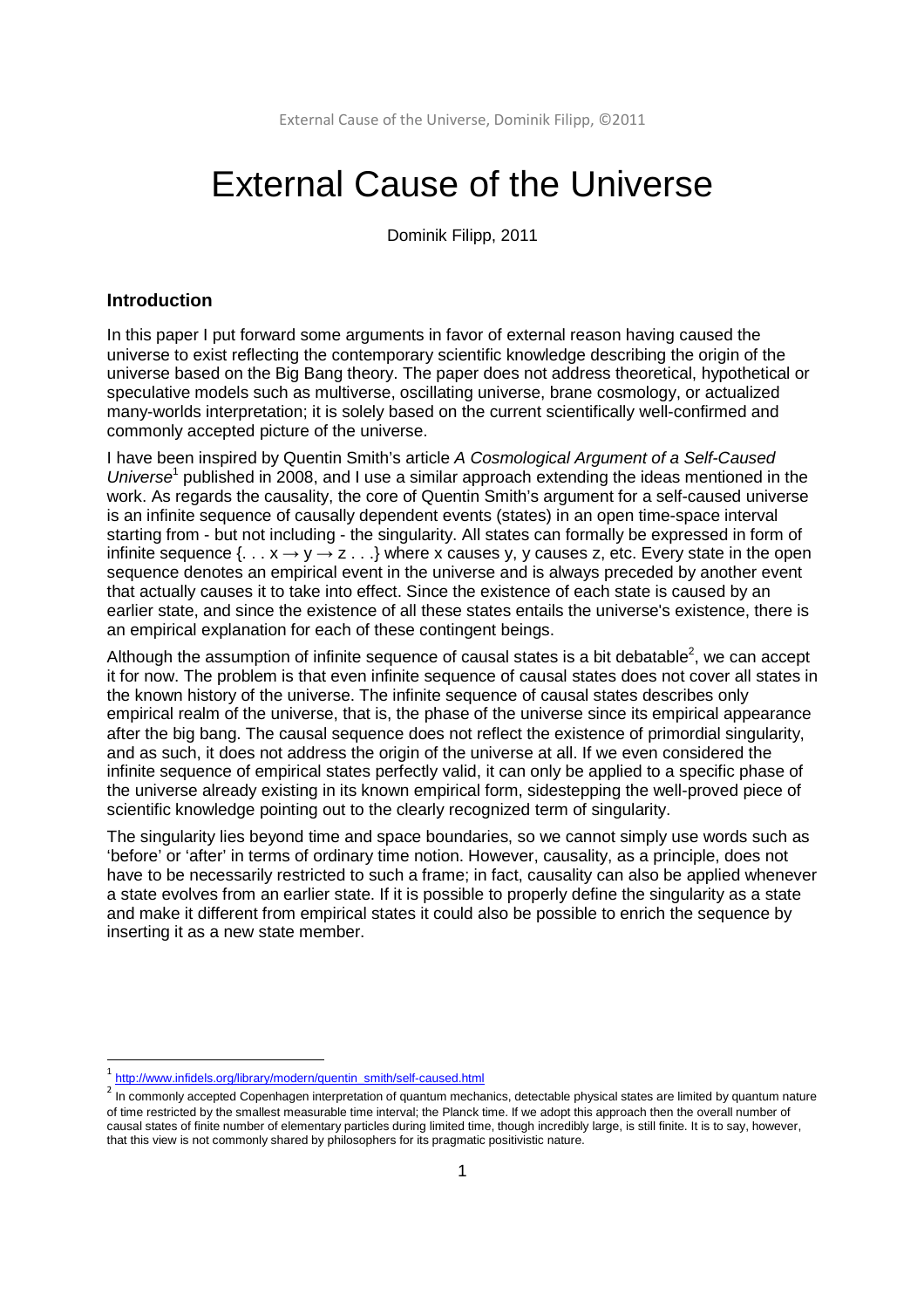# External Cause of the Universe

Dominik Filipp, 2011

## Introduction

In this paper I put forward some arguments in favor of external reason having caused the universe to exist reflecting the contemporary scientific knowledge describing the origin of the universe based on the Big Bang theory. The paper does not address theoretical, hypothetical or speculative models such as multiverse, oscillating universe, brane cosmology, or actualized many-worlds interpretation; it is solely based on the current scientifically well-confirmed and commonly accepted picture of the universe.

I have been inspired by Quentin Smith's article *A Cosmological Argument of a Self-Caused Universe*[1] published in 2008, and I use a similar approach extending the ideas mentioned in the work. As regards the causality, the core of Quentin Smith's argument for a self-caused universe is an infinite sequence of causally dependent events (states) in an open time-space interval starting from - but not including - the singularity. All states can formally be expressed in form of infinite sequence $\{. . . x \rightarrow y \rightarrow z . . .\}$ where x causes y, y causes z, etc. Every state in the open sequence denotes an empirical event in the universe and is always preceded by another event that actually causes it to take into effect. Since the existence of each state is caused by an earlier state, and since the existence of all these states entails the universe's existence, there is an empirical explanation for each of these contingent beings.

Although the assumption of infinite sequence of causal states is a bit debatable[2], we can accept it for now. The problem is that even infinite sequence of causal states does not cover all states in the known history of the universe. The infinite sequence of causal states describes only empirical realm of the universe, that is, the phase of the universe since its empirical appearance after the big bang. The causal sequence does not reflect the existence of primordial singularity, and as such, it does not address the origin of the universe at all. If we even considered the infinite sequence of empirical states perfectly valid, it can only be applied to a specific phase of the universe already existing in its known empirical form, sidestepping the well-proved piece of scientific knowledge pointing out to the clearly recognized term of singularity.

The singularity lies beyond time and space boundaries, so we cannot simply use words such as 'before' or 'after' in terms of ordinary time notion. However, causality, as a principle, does not have to be necessarily restricted to such a frame; in fact, causality can also be applied whenever a state evolves from an earlier state. If it is possible to properly define the singularity as a state and make it different from empirical states it could also be possible to enrich the sequence by inserting it as a new state member.

---

[1] http://www.infidels.org/library/modern/quentin_smith/self-caused.html

[2] In commonly accepted Copenhagen interpretation of quantum mechanics, detectable physical states are limited by quantum nature of time restricted by the smallest measurable time interval; the Planck time. If we adopt this approach then the overall number of causal states of finite number of elementary particles during limited time, though incredibly large, is still finite. It is to say, however, that this view is not commonly shared by philosophers for its pragmatic positivistic nature.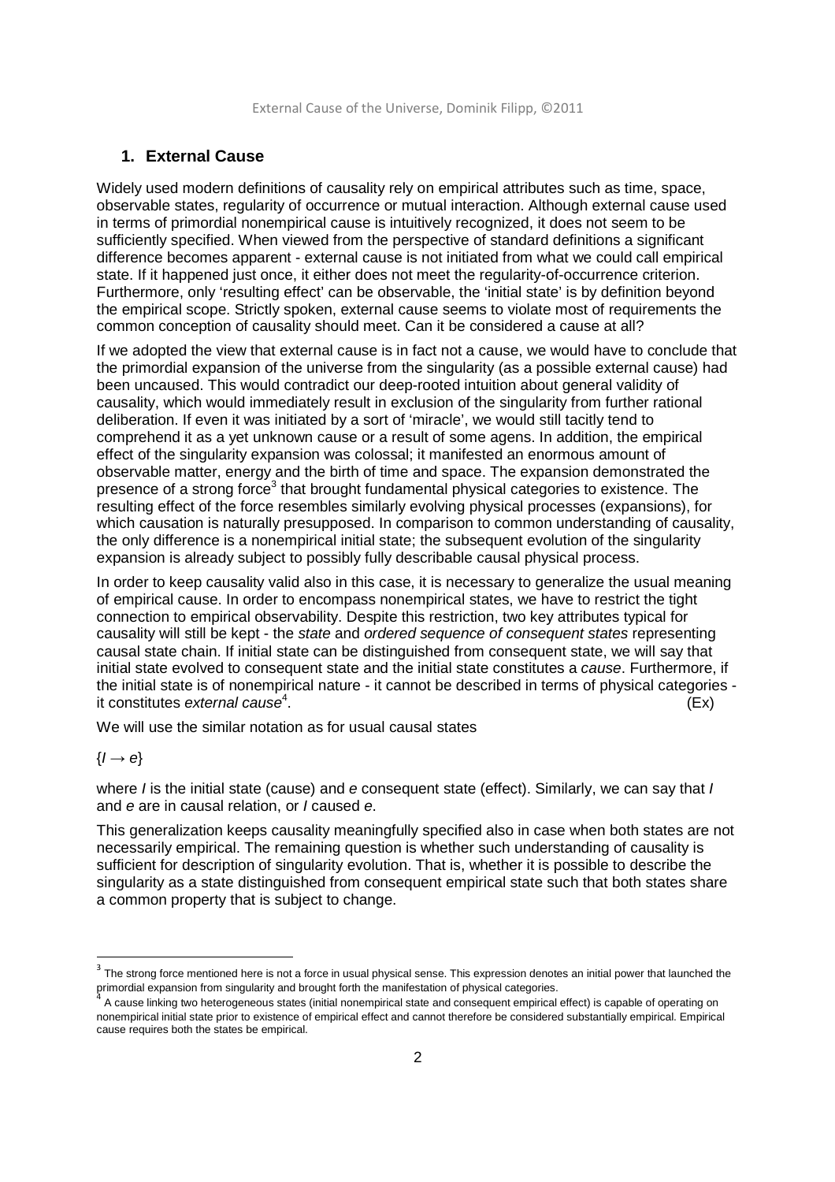## 1. External Cause

Widely used modern definitions of causality rely on empirical attributes such as time, space, observable states, regularity of occurrence or mutual interaction. Although external cause used in terms of primordial nonempirical cause is intuitively recognized, it does not seem to be sufficiently specified. When viewed from the perspective of standard definitions a significant difference becomes apparent - external cause is not initiated from what we could call empirical state. If it happened just once, it either does not meet the regularity-of-occurrence criterion. Furthermore, only 'resulting effect' can be observable, the 'initial state' is by definition beyond the empirical scope. Strictly spoken, external cause seems to violate most of requirements the common conception of causality should meet. Can it be considered a cause at all?

If we adopted the view that external cause is in fact not a cause, we would have to conclude that the primordial expansion of the universe from the singularity (as a possible external cause) had been uncaused. This would contradict our deep-rooted intuition about general validity of causality, which would immediately result in exclusion of the singularity from further rational deliberation. If even it was initiated by a sort of 'miracle', we would still tacitly tend to comprehend it as a yet unknown cause or a result of some agens. In addition, the empirical effect of the singularity expansion was colossal; it manifested an enormous amount of observable matter, energy and the birth of time and space. The expansion demonstrated the presence of a strong force[3] that brought fundamental physical categories to existence. The resulting effect of the force resembles similarly evolving physical processes (expansions), for which causation is naturally presupposed. In comparison to common understanding of causality, the only difference is a nonempirical initial state; the subsequent evolution of the singularity expansion is already subject to possibly fully describable causal physical process.

In order to keep causality valid also in this case, it is necessary to generalize the usual meaning of empirical cause. In order to encompass nonempirical states, we have to restrict the tight connection to empirical observability. Despite this restriction, two key attributes typical for causality will still be kept - the *state* and *ordered sequence of consequent states* representing causal state chain. If initial state can be distinguished from consequent state, we will say that initial state evolved to consequent state and the initial state constitutes a *cause*. Furthermore, if the initial state is of nonempirical nature - it cannot be described in terms of physical categories - it constitutes *external cause*[4]. (Ex)

We will use the similar notation as for usual causal states

$\{I \rightarrow e\}$

where $I$ is the initial state (cause) and $e$ consequent state (effect). Similarly, we can say that $I$ and $e$ are in causal relation, or $I$ caused $e$.

This generalization keeps causality meaningfully specified also in case when both states are not necessarily empirical. The remaining question is whether such understanding of causality is sufficient for description of singularity evolution. That is, whether it is possible to describe the singularity as a state distinguished from consequent empirical state such that both states share a common property that is subject to change.

---

[3] The strong force mentioned here is not a force in usual physical sense. This expression denotes an initial power that launched the primordial expansion from singularity and brought forth the manifestation of physical categories.

[4] A cause linking two heterogeneous states (initial nonempirical state and consequent empirical effect) is capable of operating on nonempirical initial state prior to existence of empirical effect and cannot therefore be considered substantially empirical. Empirical cause requires both the states be empirical.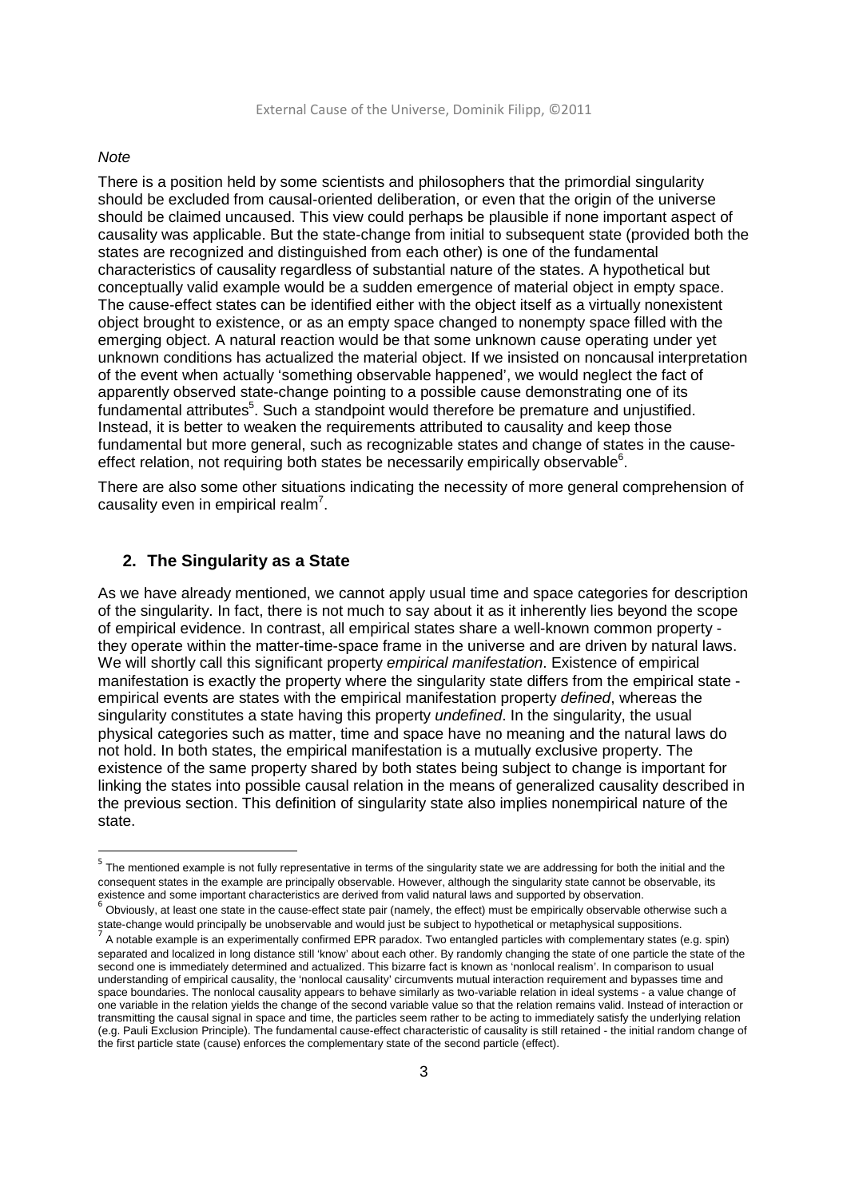*Note*

There is a position held by some scientists and philosophers that the primordial singularity should be excluded from causal-oriented deliberation, or even that the origin of the universe should be claimed uncaused. This view could perhaps be plausible if none important aspect of causality was applicable. But the state-change from initial to subsequent state (provided both the states are recognized and distinguished from each other) is one of the fundamental characteristics of causality regardless of substantial nature of the states. A hypothetical but conceptually valid example would be a sudden emergence of material object in empty space. The cause-effect states can be identified either with the object itself as a virtually nonexistent object brought to existence, or as an empty space changed to nonempty space filled with the emerging object. A natural reaction would be that some unknown cause operating under yet unknown conditions has actualized the material object. If we insisted on noncausal interpretation of the event when actually 'something observable happened', we would neglect the fact of apparently observed state-change pointing to a possible cause demonstrating one of its fundamental attributes[5]. Such a standpoint would therefore be premature and unjustified. Instead, it is better to weaken the requirements attributed to causality and keep those fundamental but more general, such as recognizable states and change of states in the cause-effect relation, not requiring both states be necessarily empirically observable[6].

There are also some other situations indicating the necessity of more general comprehension of causality even in empirical realm[7].

## 2. The Singularity as a State

As we have already mentioned, we cannot apply usual time and space categories for description of the singularity. In fact, there is not much to say about it as it inherently lies beyond the scope of empirical evidence. In contrast, all empirical states share a well-known common property - they operate within the matter-time-space frame in the universe and are driven by natural laws. We will shortly call this significant property *empirical manifestation*. Existence of empirical manifestation is exactly the property where the singularity state differs from the empirical state - empirical events are states with the empirical manifestation property *defined*, whereas the singularity constitutes a state having this property *undefined*. In the singularity, the usual physical categories such as matter, time and space have no meaning and the natural laws do not hold. In both states, the empirical manifestation is a mutually exclusive property. The existence of the same property shared by both states being subject to change is important for linking the states into possible causal relation in the means of generalized causality described in the previous section. This definition of singularity state also implies nonempirical nature of the state.

---

[5] The mentioned example is not fully representative in terms of the singularity state we are addressing for both the initial and the consequent states in the example are principally observable. However, although the singularity state cannot be observable, its existence and some important characteristics are derived from valid natural laws and supported by observation.

[6] Obviously, at least one state in the cause-effect state pair (namely, the effect) must be empirically observable otherwise such a state-change would principally be unobservable and would just be subject to hypothetical or metaphysical suppositions.

[7] A notable example is an experimentally confirmed EPR paradox. Two entangled particles with complementary states (e.g. spin) separated and localized in long distance still 'know' about each other. By randomly changing the state of one particle the state of the second one is immediately determined and actualized. This bizarre fact is known as 'nonlocal realism'. In comparison to usual understanding of empirical causality, the 'nonlocal causality' circumvents mutual interaction requirement and bypasses time and space boundaries. The nonlocal causality appears to behave similarly as two-variable relation in ideal systems - a value change of one variable in the relation yields the change of the second variable value so that the relation remains valid. Instead of interaction or transmitting the causal signal in space and time, the particles seem rather to be acting to immediately satisfy the underlying relation (e.g. Pauli Exclusion Principle). The fundamental cause-effect characteristic of causality is still retained - the initial random change of the first particle state (cause) enforces the complementary state of the second particle (effect).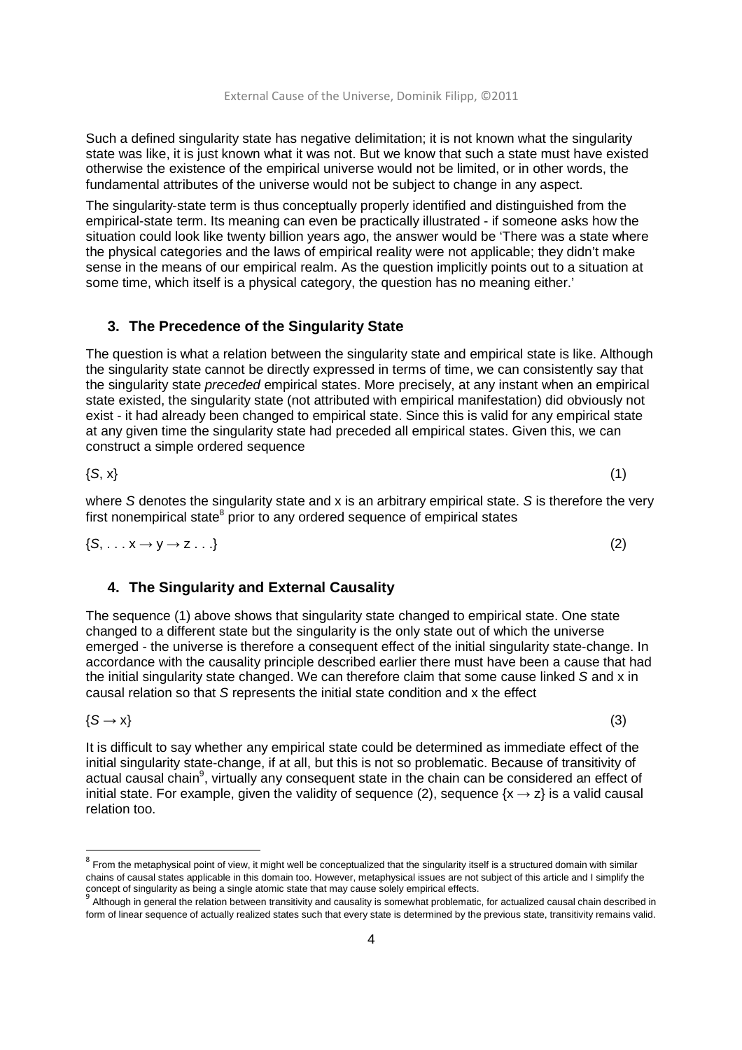Such a defined singularity state has negative delimitation; it is not known what the singularity state was like, it is just known what it was not. But we know that such a state must have existed otherwise the existence of the empirical universe would not be limited, or in other words, the fundamental attributes of the universe would not be subject to change in any aspect.

The singularity-state term is thus conceptually properly identified and distinguished from the empirical-state term. Its meaning can even be practically illustrated - if someone asks how the situation could look like twenty billion years ago, the answer would be 'There was a state where the physical categories and the laws of empirical reality were not applicable; they didn't make sense in the means of our empirical realm. As the question implicitly points out to a situation at some time, which itself is a physical category, the question has no meaning either.'

## 3. The Precedence of the Singularity State

The question is what a relation between the singularity state and empirical state is like. Although the singularity state cannot be directly expressed in terms of time, we can consistently say that the singularity state *preceded* empirical states. More precisely, at any instant when an empirical state existed, the singularity state (not attributed with empirical manifestation) did obviously not exist - it had already been changed to empirical state. Since this is valid for any empirical state at any given time the singularity state had preceded all empirical states. Given this, we can construct a simple ordered sequence

$$\{S, x\} \tag{1}$$

where $S$ denotes the singularity state and x is an arbitrary empirical state. $S$ is therefore the very first nonempirical state[8] prior to any ordered sequence of empirical states

$$\{S, \ldots x \rightarrow y \rightarrow z \ldots\} \tag{2}$$

## 4. The Singularity and External Causality

The sequence (1) above shows that singularity state changed to empirical state. One state changed to a different state but the singularity is the only state out of which the universe emerged - the universe is therefore a consequent effect of the initial singularity state-change. In accordance with the causality principle described earlier there must have been a cause that had the initial singularity state changed. We can therefore claim that some cause linked $S$ and x in causal relation so that $S$ represents the initial state condition and x the effect

$$\{S \rightarrow x\} \tag{3}$$

It is difficult to say whether any empirical state could be determined as immediate effect of the initial singularity state-change, if at all, but this is not so problematic. Because of transitivity of actual causal chain[9], virtually any consequent state in the chain can be considered an effect of initial state. For example, given the validity of sequence (2), sequence $\{x \rightarrow z\}$ is a valid causal relation too.

---

[8] From the metaphysical point of view, it might well be conceptualized that the singularity itself is a structured domain with similar chains of causal states applicable in this domain too. However, metaphysical issues are not subject of this article and I simplify the concept of singularity as being a single atomic state that may cause solely empirical effects.

[9] Although in general the relation between transitivity and causality is somewhat problematic, for actualized causal chain described in form of linear sequence of actually realized states such that every state is determined by the previous state, transitivity remains valid.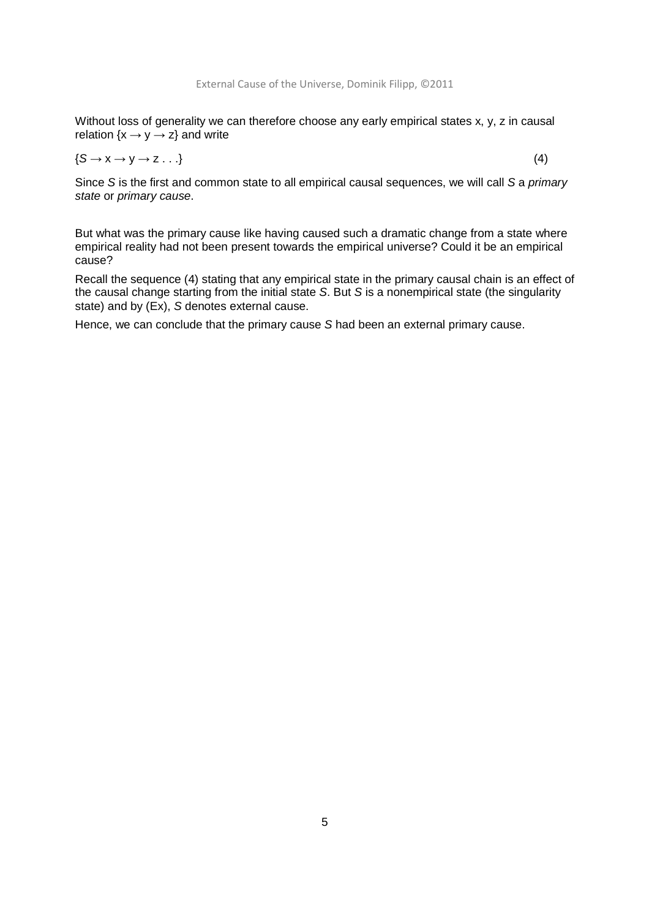Without loss of generality we can therefore choose any early empirical states x, y, z in causal relation $\{x \rightarrow y \rightarrow z\}$ and write

$$\{S \rightarrow x \rightarrow y \rightarrow z \ldots\} \tag{4}$$

Since $S$ is the first and common state to all empirical causal sequences, we will call $S$ a *primary state* or *primary cause*.

But what was the primary cause like having caused such a dramatic change from a state where empirical reality had not been present towards the empirical universe? Could it be an empirical cause?

Recall the sequence (4) stating that any empirical state in the primary causal chain is an effect of the causal change starting from the initial state $S$. But $S$ is a nonempirical state (the singularity state) and by (Ex), $S$ denotes external cause.

Hence, we can conclude that the primary cause $S$ had been an external primary cause.